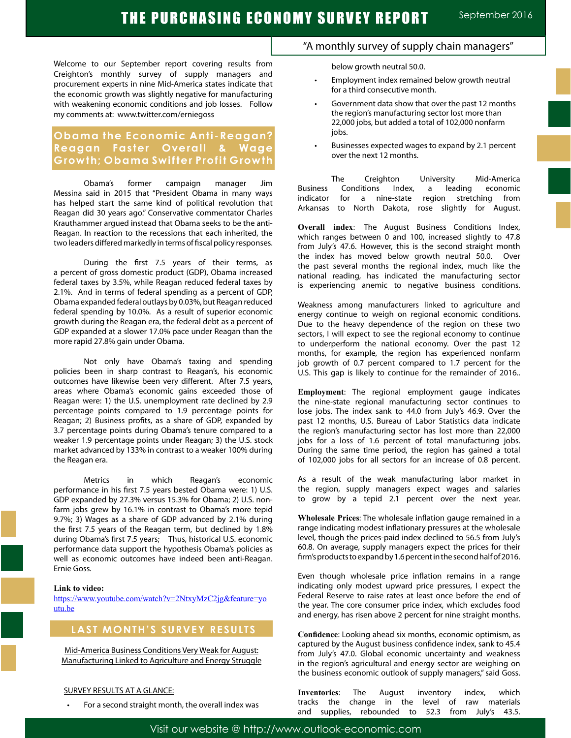# THE PURCHASING ECONOMY SURVEY REPORT

September 2016

"A monthly survey of supply chain managers"

Welcome to our September report covering results from Creighton's monthly survey of supply managers and procurement experts in nine Mid-America states indicate that the economic growth was slightly negative for manufacturing with weakening economic conditions and job losses. Follow my comments at: www.twitter.com/erniegoss

## Obama the Economic Anti-Reagan? Reagan Faster Overall & Wage Growth; Obama Swifter Profit Growth

Obama's former campaign manager Jim Messina said in 2015 that "President Obama in many ways has helped start the same kind of political revolution that Reagan did 30 years ago." Conservative commentator Charles Krauthammer argued instead that Obama seeks to be the anti-Reagan. In reaction to the recessions that each inherited, the two leaders differed markedly in terms of fiscal policy responses.

During the first 7.5 years of their terms, as a percent of gross domestic product (GDP), Obama increased federal taxes by 3.5%, while Reagan reduced federal taxes by 2.1%. And in terms of federal spending as a percent of GDP, Obama expanded federal outlays by 0.03%, but Reagan reduced federal spending by 10.0%. As a result of superior economic growth during the Reagan era, the federal debt as a percent of GDP expanded at a slower 17.0% pace under Reagan than the more rapid 27.8% gain under Obama.

Not only have Obama's taxing and spending policies been in sharp contrast to Reagan's, his economic outcomes have likewise been very different. After 7.5 years, areas where Obama's economic gains exceeded those of Reagan were: 1) the U.S. unemployment rate declined by 2.9 percentage points compared to 1.9 percentage points for Reagan; 2) Business profits, as a share of GDP, expanded by 3.7 percentage points during Obama's tenure compared to a weaker 1.9 percentage points under Reagan; 3) the U.S. stock market advanced by 133% in contrast to a weaker 100% during the Reagan era.

Metrics in which Reagan's economic performance in his first 7.5 years bested Obama were: 1) U.S. GDP expanded by 27.3% versus 15.3% for Obama; 2) U.S. non-farm jobs grew by 16.1% in contrast to Obama's more tepid 9.7%; 3) Wages as a share of GDP advanced by 2.1% during the first 7.5 years of the Reagan term, but declined by 1.8% during Obama's first 7.5 years; Thus, historical U.S. economic performance data support the hypothesis Obama's policies as well as economic outcomes have indeed been anti-Reagan. Ernie Goss.

**Link to video:**
https://www.youtube.com/watch?v=2NtxyMzC2jg&feature=youtu.be

## LAST MONTH'S SURVEY RESULTS

Mid-America Business Conditions Very Weak for August: Manufacturing Linked to Agriculture and Energy Struggle

SURVEY RESULTS AT A GLANCE:

- For a second straight month, the overall index was below growth neutral 50.0.
- Employment index remained below growth neutral for a third consecutive month.
- Government data show that over the past 12 months the region's manufacturing sector lost more than 22,000 jobs, but added a total of 102,000 nonfarm jobs.
- Businesses expected wages to expand by 2.1 percent over the next 12 months.

The Creighton University Mid-America Business Conditions Index, a leading economic indicator for a nine-state region stretching from Arkansas to North Dakota, rose slightly for August.

**Overall index**: The August Business Conditions Index, which ranges between 0 and 100, increased slightly to 47.8 from July's 47.6. However, this is the second straight month the index has moved below growth neutral 50.0. Over the past several months the regional index, much like the national reading, has indicated the manufacturing sector is experiencing anemic to negative business conditions.

Weakness among manufacturers linked to agriculture and energy continue to weigh on regional economic conditions. Due to the heavy dependence of the region on these two sectors, I will expect to see the regional economy to continue to underperform the national economy. Over the past 12 months, for example, the region has experienced nonfarm job growth of 0.7 percent compared to 1.7 percent for the U.S. This gap is likely to continue for the remainder of 2016..

**Employment**: The regional employment gauge indicates the nine-state regional manufacturing sector continues to lose jobs. The index sank to 44.0 from July's 46.9. Over the past 12 months, U.S. Bureau of Labor Statistics data indicate the region's manufacturing sector has lost more than 22,000 jobs for a loss of 1.6 percent of total manufacturing jobs. During the same time period, the region has gained a total of 102,000 jobs for all sectors for an increase of 0.8 percent.

As a result of the weak manufacturing labor market in the region, supply managers expect wages and salaries to grow by a tepid 2.1 percent over the next year.

**Wholesale Prices**: The wholesale inflation gauge remained in a range indicating modest inflationary pressures at the wholesale level, though the prices-paid index declined to 56.5 from July's 60.8. On average, supply managers expect the prices for their firm's products to expand by 1.6 percent in the second half of 2016.

Even though wholesale price inflation remains in a range indicating only modest upward price pressures, I expect the Federal Reserve to raise rates at least once before the end of the year. The core consumer price index, which excludes food and energy, has risen above 2 percent for nine straight months.

**Confidence**: Looking ahead six months, economic optimism, as captured by the August business confidence index, sank to 45.4 from July's 47.0. Global economic uncertainty and weakness in the region's agricultural and energy sector are weighing on the business economic outlook of supply managers," said Goss.

**Inventories**: The August inventory index, which tracks the change in the level of raw materials and supplies, rebounded to 52.3 from July's 43.5.

Visit our website @ http://www.outlook-economic.com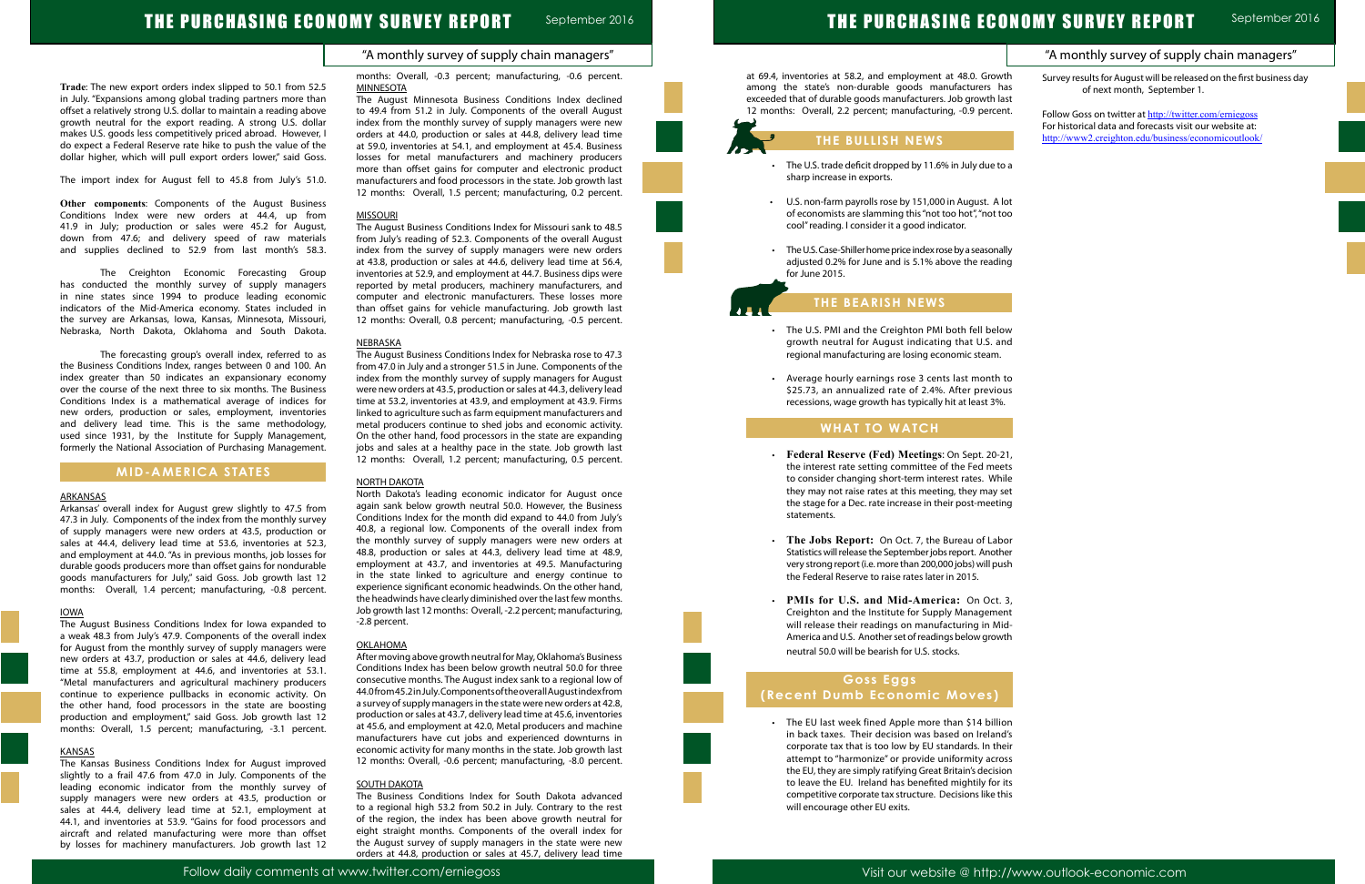**Trade**: The new export orders index slipped to 50.1 from 52.5 in July. "Expansions among global trading partners more than offset a relatively strong U.S. dollar to maintain a reading above growth neutral for the export reading. A strong U.S. dollar makes U.S. goods less competitively priced abroad. However, I do expect a Federal Reserve rate hike to push the value of the dollar higher, which will pull export orders lower," said Goss.

The import index for August fell to 45.8 from July's 51.0.

**Other components**: Components of the August Business Conditions Index were new orders at 44.4, up from 41.9 in July; production or sales were 45.2 for August, down from 47.6; and delivery speed of raw materials and supplies declined to 52.9 from last month's 58.3.

The Creighton Economic Forecasting Group has conducted the monthly survey of supply managers in nine states since 1994 to produce leading economic indicators of the Mid-America economy. States included in the survey are Arkansas, Iowa, Kansas, Minnesota, Missouri, Nebraska, North Dakota, Oklahoma and South Dakota.

The forecasting group's overall index, referred to as the Business Conditions Index, ranges between 0 and 100. An index greater than 50 indicates an expansionary economy over the course of the next three to six months. The Business Conditions Index is a mathematical average of indices for new orders, production or sales, employment, inventories and delivery lead time. This is the same methodology, used since 1931, by the Institute for Supply Management, formerly the National Association of Purchasing Management.

## MID-AMERICA STATES

### ARKANSAS

Arkansas' overall index for August grew slightly to 47.5 from 47.3 in July. Components of the index from the monthly survey of supply managers were new orders at 43.5, production or sales at 44.4, delivery lead time at 53.6, inventories at 52.3, and employment at 44.0. "As in previous months, job losses for durable goods producers more than offset gains for nondurable goods manufacturers for July," said Goss. Job growth last 12 months: Overall, 1.4 percent; manufacturing, -0.8 percent.

### IOWA

The August Business Conditions Index for Iowa expanded to a weak 48.3 from July's 47.9. Components of the overall index for August from the monthly survey of supply managers were new orders at 43.7, production or sales at 44.6, delivery lead time at 55.8, employment at 44.6, and inventories at 53.1. "Metal manufacturers and agricultural machinery producers continue to experience pullbacks in economic activity. On the other hand, food processors in the state are boosting production and employment," said Goss. Job growth last 12 months: Overall, 1.5 percent; manufacturing, -3.1 percent.

### KANSAS

The Kansas Business Conditions Index for August improved slightly to a frail 47.6 from 47.0 in July. Components of the leading economic indicator from the monthly survey of supply managers were new orders at 43.5, production or sales at 44.4, delivery lead time at 52.1, employment at 44.1, and inventories at 53.9. "Gains for food processors and aircraft and related manufacturing were more than offset by losses for machinery manufacturers. Job growth last 12 months: Overall, -0.3 percent; manufacturing, -0.6 percent.

### MINNESOTA

The August Minnesota Business Conditions Index declined to 49.4 from 51.2 in July. Components of the overall August index from the monthly survey of supply managers were new orders at 44.0, production or sales at 44.8, delivery lead time at 59.0, inventories at 54.1, and employment at 45.4. Business losses for metal manufacturers and machinery producers more than offset gains for computer and electronic product manufacturers and food processors in the state. Job growth last 12 months: Overall, 1.5 percent; manufacturing, 0.2 percent.

### MISSOURI

The August Business Conditions Index for Missouri sank to 48.5 from July's reading of 52.3. Components of the overall August index from the survey of supply managers were new orders at 43.8, production or sales at 44.6, delivery lead time at 56.4, inventories at 52.9, and employment at 44.7. Business dips were reported by metal producers, machinery manufacturers, and computer and electronic manufacturers. These losses more than offset gains for vehicle manufacturing. Job growth last 12 months: Overall, 0.8 percent; manufacturing, -0.5 percent.

### NEBRASKA

The August Business Conditions Index for Nebraska rose to 47.3 from 47.0 in July and a stronger 51.5 in June. Components of the index from the monthly survey of supply managers for August were new orders at 43.5, production or sales at 44.3, delivery lead time at 53.2, inventories at 43.9, and employment at 43.9. Firms linked to agriculture such as farm equipment manufacturers and metal producers continue to shed jobs and economic activity. On the other hand, food processors in the state are expanding jobs and sales at a healthy pace in the state. Job growth last 12 months: Overall, 1.2 percent; manufacturing, 0.5 percent.

### NORTH DAKOTA

North Dakota's leading economic indicator for August once again sank below growth neutral 50.0. However, the Business Conditions Index for the month did expand to 44.0 from July's 40.8, a regional low. Components of the overall index from the monthly survey of supply managers were new orders at 48.8, production or sales at 44.3, delivery lead time at 48.9, employment at 43.7, and inventories at 49.5. Manufacturing in the state linked to agriculture and energy continue to experience significant economic headwinds. On the other hand, the headwinds have clearly diminished over the last few months. Job growth last 12 months: Overall, -2.2 percent; manufacturing, -2.8 percent.

### OKLAHOMA

After moving above growth neutral for May, Oklahoma's Business Conditions Index has been below growth neutral 50.0 for three consecutive months. The August index sank to a regional low of 44.0 from 45.2 in July. Components of the overall August index from a survey of supply managers in the state were new orders at 42.8, production or sales at 43.7, delivery lead time at 45.6, inventories at 45.6, and employment at 42.0. Metal producers and machine manufacturers have cut jobs and experienced downturns in economic activity for many months in the state. Job growth last 12 months: Overall, -0.6 percent; manufacturing, -8.0 percent.

### SOUTH DAKOTA

The Business Conditions Index for South Dakota advanced to a regional high 53.2 from 50.2 in July. Contrary to the rest of the region, the index has been above growth neutral for eight straight months. Components of the overall index for the August survey of supply managers in the state were new orders at 44.8, production or sales at 45.7, delivery lead time at 69.4, inventories at 58.2, and employment at 48.0. Growth among the state's non-durable goods manufacturers has exceeded that of durable goods manufacturers. Job growth last 12 months: Overall, 2.2 percent; manufacturing, -0.9 percent.

## THE BULLISH NEWS

- The U.S. trade deficit dropped by 11.6% in July due to a sharp increase in exports.
- U.S. non-farm payrolls rose by 151,000 in August. A lot of economists are slamming this "not too hot", "not too cool" reading. I consider it a good indicator.
- The U.S. Case-Shiller home price index rose by a seasonally adjusted 0.2% for June and is 5.1% above the reading for June 2015.

## THE BEARISH NEWS

- The U.S. PMI and the Creighton PMI both fell below growth neutral for August indicating that U.S. and regional manufacturing are losing economic steam.
- Average hourly earnings rose 3 cents last month to $25.73, an annualized rate of 2.4%. After previous recessions, wage growth has typically hit at least 3%.

## WHAT TO WATCH

- **Federal Reserve (Fed) Meetings**: On Sept. 20-21, the interest rate setting committee of the Fed meets to consider changing short-term interest rates. While they may not raise rates at this meeting, they may set the stage for a Dec. rate increase in their post-meeting statements.
- **The Jobs Report:** On Oct. 7, the Bureau of Labor Statistics will release the September jobs report. Another very strong report (i.e. more than 200,000 jobs) will push the Federal Reserve to raise rates later in 2015.
- **PMIs for U.S. and Mid-America:** On Oct. 3, Creighton and the Institute for Supply Management will release their readings on manufacturing in Mid-America and U.S. Another set of readings below growth neutral 50.0 will be bearish for U.S. stocks.

## Goss Eggs (Recent Dumb Economic Moves)

- The EU last week fined Apple more than $14 billion in back taxes. Their decision was based on Ireland's corporate tax that is too low by EU standards. In their attempt to "harmonize" or provide uniformity across the EU, they are simply ratifying Great Britain's decision to leave the EU. Ireland has benefited mightily for its competitive corporate tax structure. Decisions like this will encourage other EU exits.

Survey results for August will be released on the first business day of next month, September 1.

Follow Goss on twitter at http://twitter.com/erniegoss
For historical data and forecasts visit our website at:
http://www2.creighton.edu/business/economicoutlook/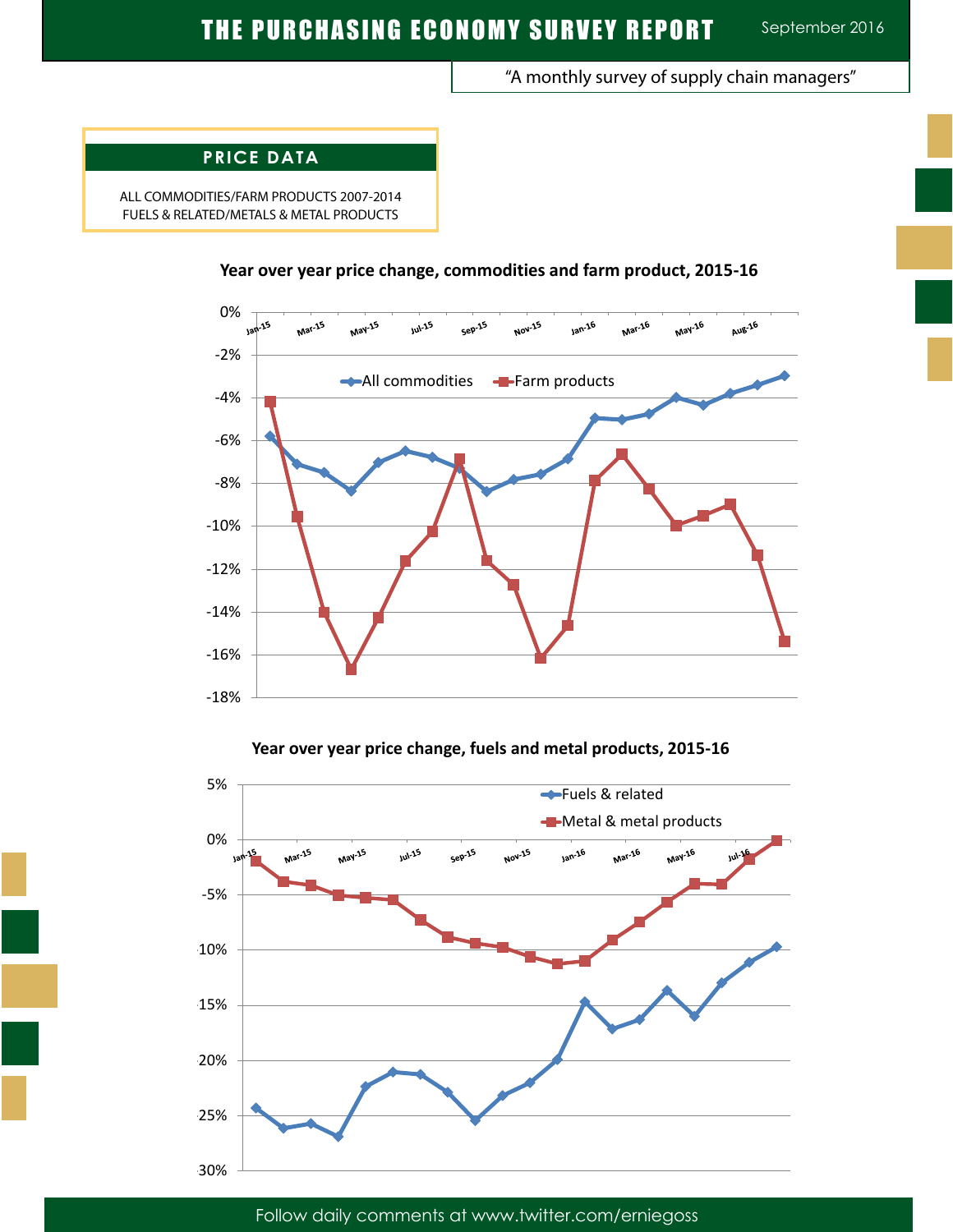# THE PURCHASING ECONOMY SURVEY REPORT

September 2016

"A monthly survey of supply chain managers"

## PRICE DATA

ALL COMMODITIES/FARM PRODUCTS 2007-2014
FUELS & RELATED/METALS & METAL PRODUCTS

**Year over year price change, commodities and farm product, 2015-16**

0%
-2%
-4%
-6%
-8%
-10%
-12%
-14%
-16%
-18%

Jan-15 Mar-15 May-15 Jul-15 Sep-15 Nov-15 Jan-16 Mar-16 May-16 Aug-16

All commodities
Farm products

**Year over year price change, fuels and metal products, 2015-16**

5%
0%
-5%
10%
15%
20%
25%
30%

Jan-15 Mar-15 May-15 Jul-15 Sep-15 Nov-15 Jan-16 Mar-16 May-16 Jul-16

Fuels & related
Metal & metal products

Follow daily comments at www.twitter.com/erniegoss